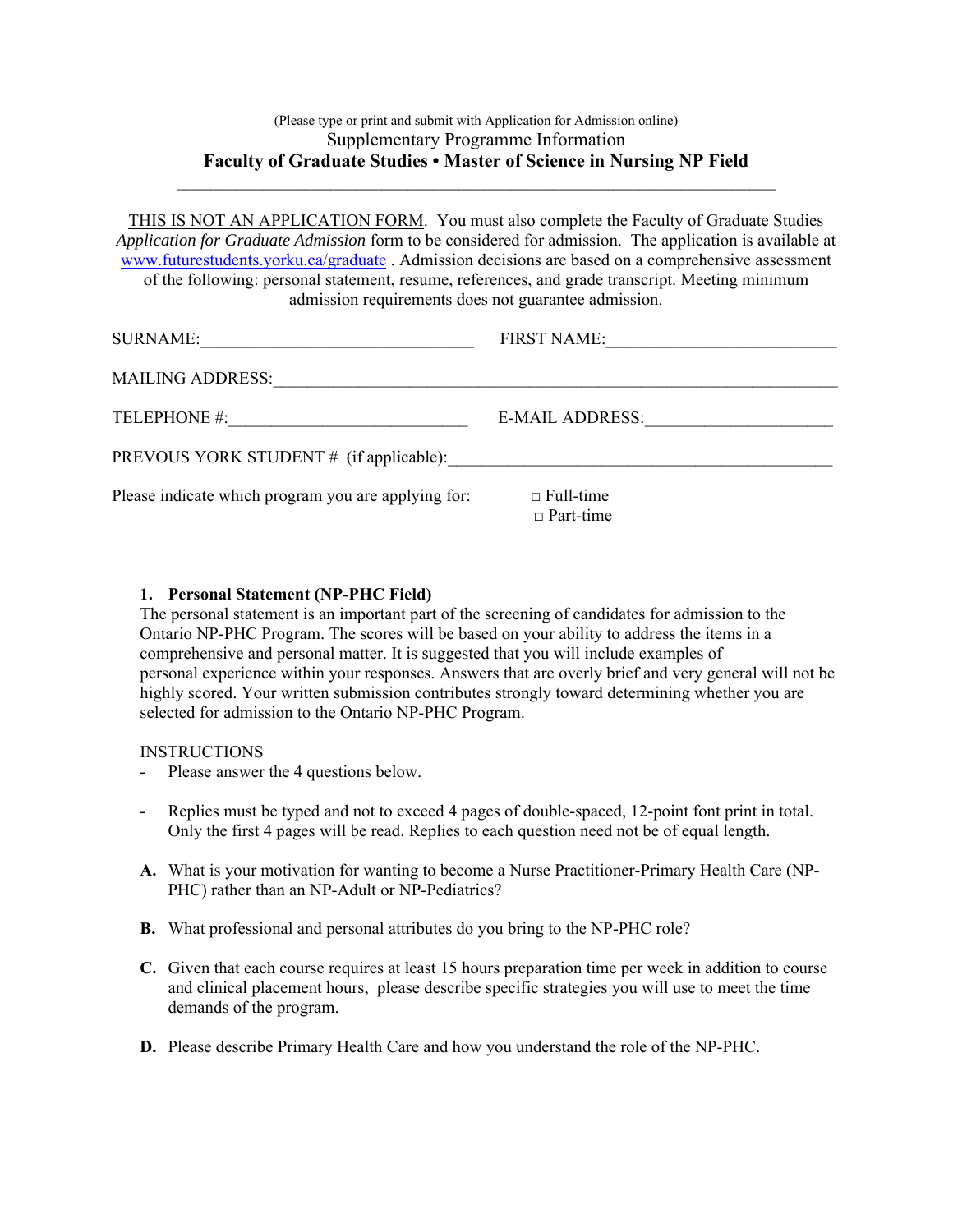(Please type or print and submit with Application for Admission online)

Supplementary Programme Information

**Faculty of Graduate Studies • Master of Science in Nursing NP Field**

---

THIS IS NOT AN APPLICATION FORM. You must also complete the Faculty of Graduate Studies *Application for Graduate Admission* form to be considered for admission. The application is available at www.futurestudents.yorku.ca/graduate . Admission decisions are based on a comprehensive assessment of the following: personal statement, resume, references, and grade transcript. Meeting minimum admission requirements does not guarantee admission.

SURNAME:_______________________________ FIRST NAME:__________________________

MAILING ADDRESS:_______________________________________________________________

TELEPHONE #:___________________________ E-MAIL ADDRESS:_____________________

PREVOUS YORK STUDENT # (if applicable):____________________________________________

Please indicate which program you are applying for: □ Full-time □ Part-time

**1. Personal Statement (NP-PHC Field)**

The personal statement is an important part of the screening of candidates for admission to the Ontario NP-PHC Program. The scores will be based on your ability to address the items in a comprehensive and personal matter. It is suggested that you will include examples of personal experience within your responses. Answers that are overly brief and very general will not be highly scored. Your written submission contributes strongly toward determining whether you are selected for admission to the Ontario NP-PHC Program.

INSTRUCTIONS

- Please answer the 4 questions below.
- Replies must be typed and not to exceed 4 pages of double-spaced, 12-point font print in total. Only the first 4 pages will be read. Replies to each question need not be of equal length.

**A.** What is your motivation for wanting to become a Nurse Practitioner-Primary Health Care (NP-PHC) rather than an NP-Adult or NP-Pediatrics?

**B.** What professional and personal attributes do you bring to the NP-PHC role?

**C.** Given that each course requires at least 15 hours preparation time per week in addition to course and clinical placement hours, please describe specific strategies you will use to meet the time demands of the program.

**D.** Please describe Primary Health Care and how you understand the role of the NP-PHC.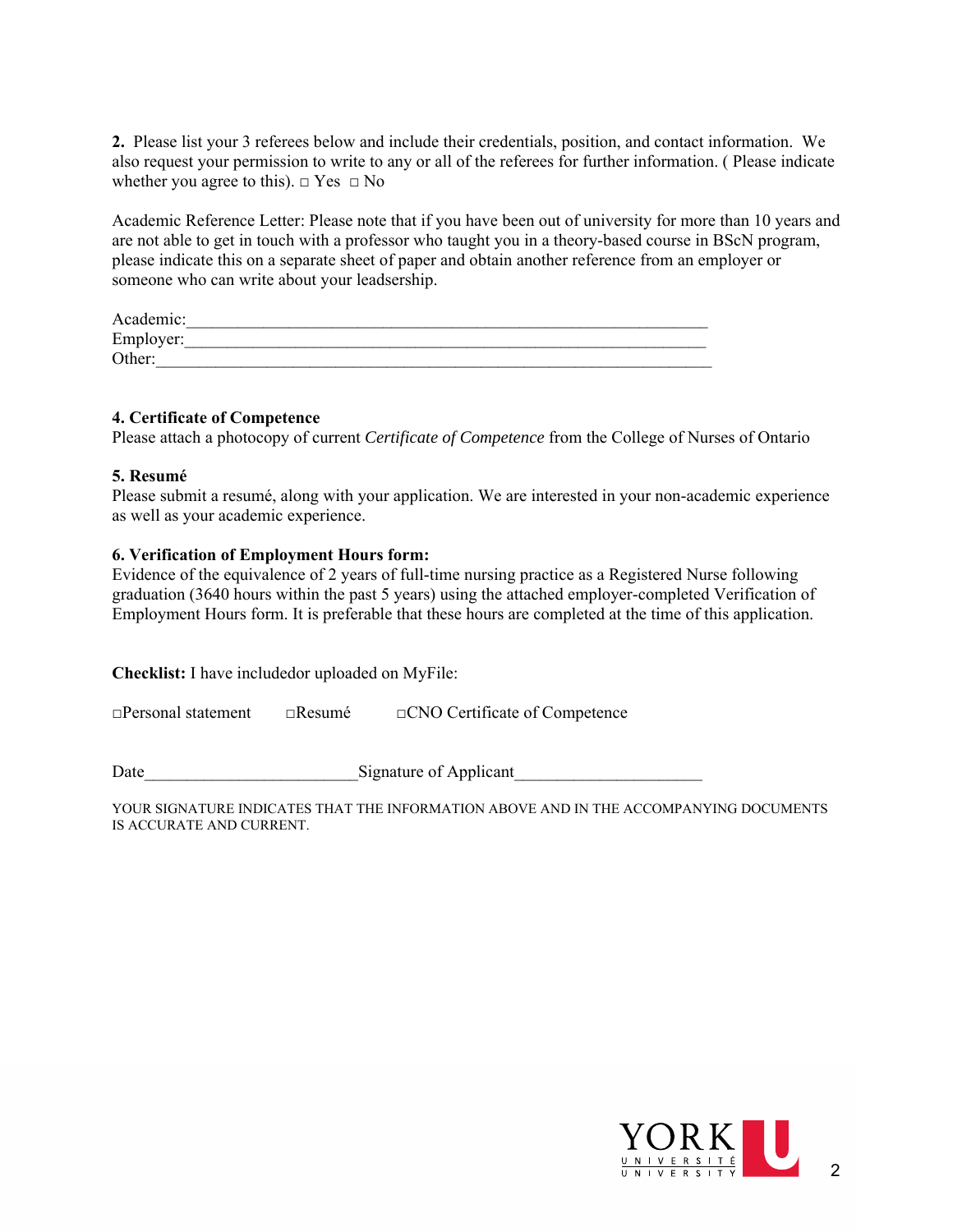**2.** Please list your 3 referees below and include their credentials, position, and contact information. We also request your permission to write to any or all of the referees for further information. ( Please indicate whether you agree to this). □ Yes □ No

Academic Reference Letter: Please note that if you have been out of university for more than 10 years and are not able to get in touch with a professor who taught you in a theory-based course in BScN program, please indicate this on a separate sheet of paper and obtain another reference from an employer or someone who can write about your leadsership.

Academic:_______________________________________________________________

Employer:_______________________________________________________________

Other:__________________________________________________________________

**4. Certificate of Competence**

Please attach a photocopy of current *Certificate of Competence* from the College of Nurses of Ontario

**5. Resumé**

Please submit a resumé, along with your application. We are interested in your non-academic experience as well as your academic experience.

**6. Verification of Employment Hours form:**

Evidence of the equivalence of 2 years of full-time nursing practice as a Registered Nurse following graduation (3640 hours within the past 5 years) using the attached employer-completed Verification of Employment Hours form. It is preferable that these hours are completed at the time of this application.

**Checklist:** I have includedor uploaded on MyFile:

□Personal statement □Resumé □CNO Certificate of Competence

Date________________________ Signature of Applicant_____________________

YOUR SIGNATURE INDICATES THAT THE INFORMATION ABOVE AND IN THE ACCOMPANYING DOCUMENTS IS ACCURATE AND CURRENT.